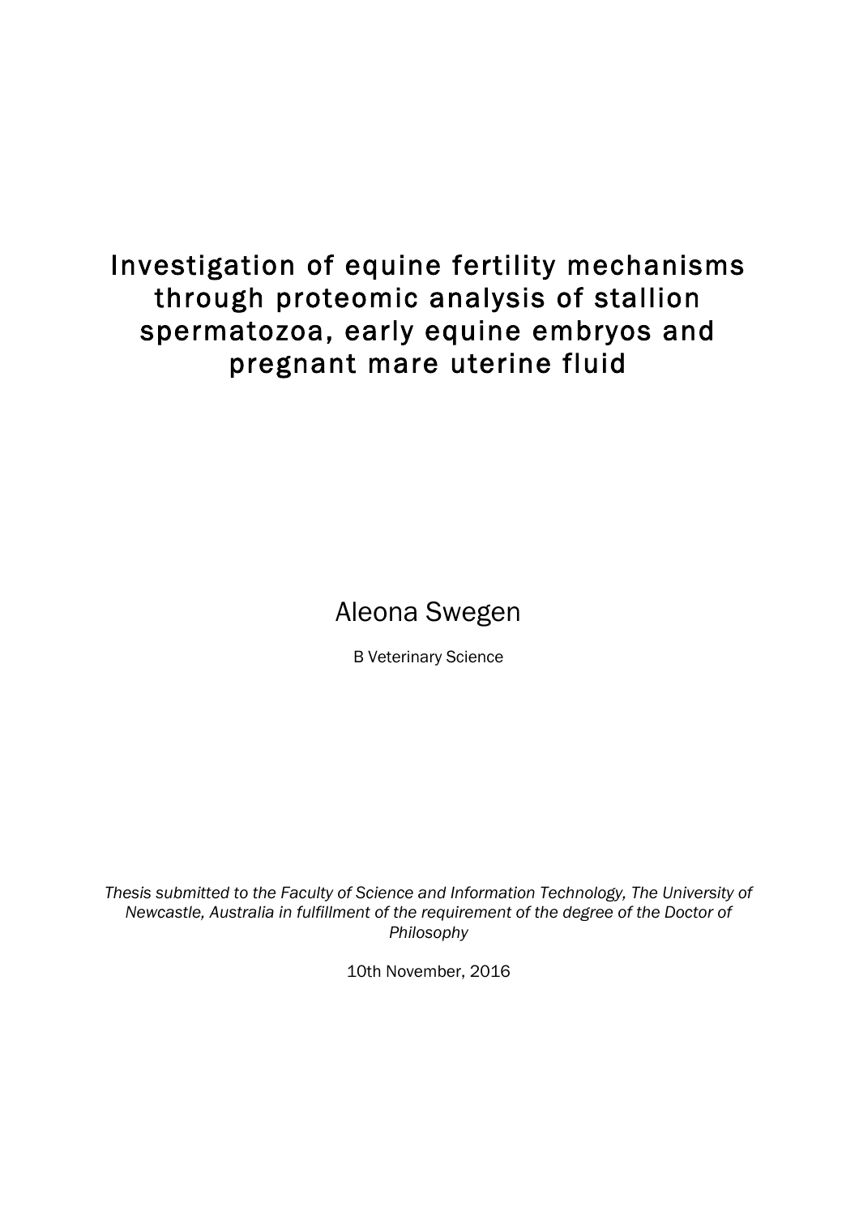# Investigation of equine fertility mechanisms through proteomic analysis of stallion spermatozoa, early equine embryos and pregnant mare uterine fluid

Aleona Swegen

B Veterinary Science

*Thesis submitted to the Faculty of Science and Information Technology, The University of Newcastle, Australia in fulfillment of the requirement of the degree of the Doctor of Philosophy*

10th November, 2016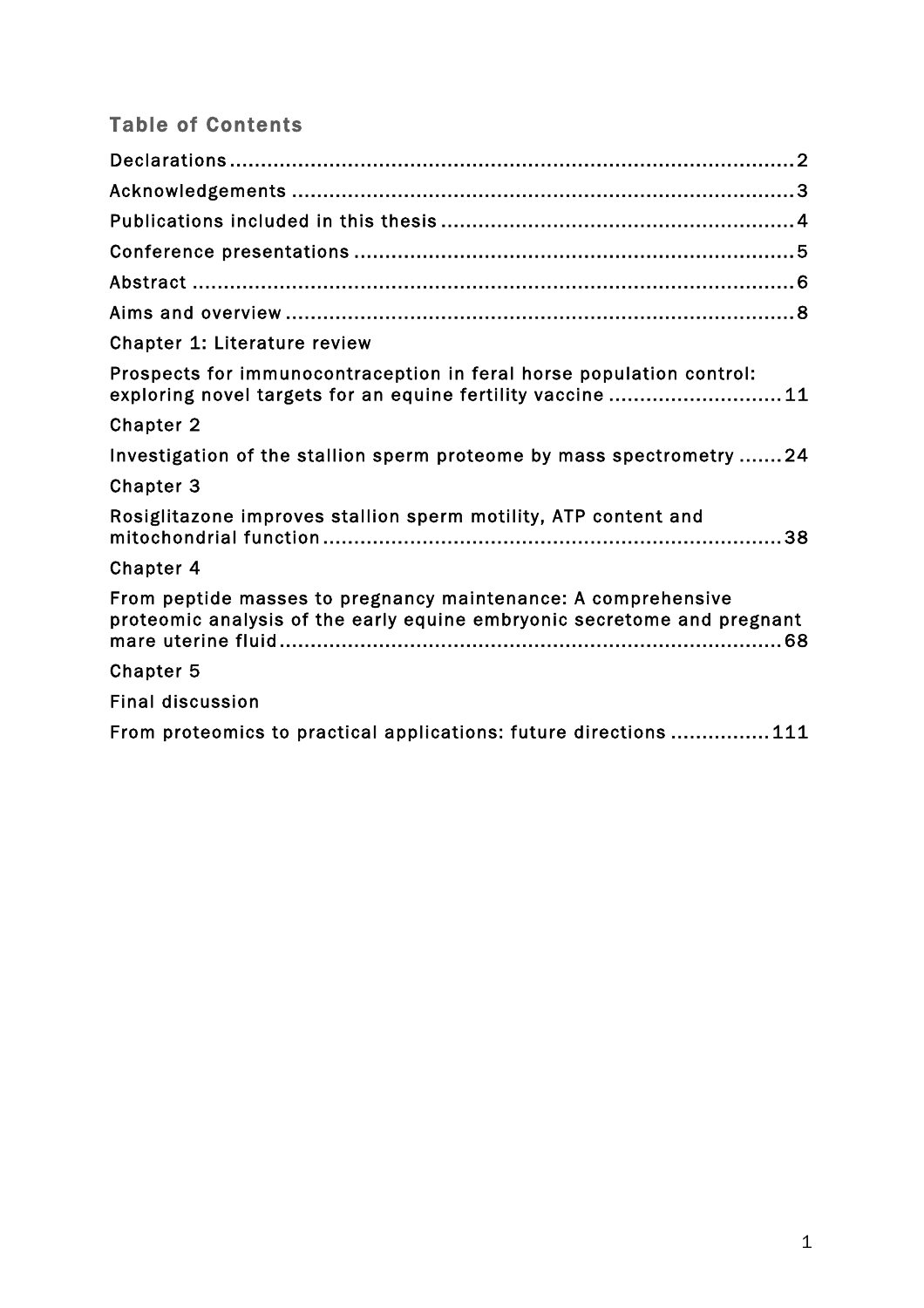## Table of Contents

Declarations ........................................................................................2

Acknowledgements ...............................................................................3

Publications included in this thesis ......................................................4

Conference presentations .....................................................................5

Abstract ................................................................................................6

Aims and overview ................................................................................8

Chapter 1: Literature review

Prospects for immunocontraception in feral horse population control: exploring novel targets for an equine fertility vaccine ............................11

Chapter 2

Investigation of the stallion sperm proteome by mass spectrometry .......24

Chapter 3

Rosiglitazone improves stallion sperm motility, ATP content and mitochondrial function ..........................................................................38

Chapter 4

From peptide masses to pregnancy maintenance: A comprehensive proteomic analysis of the early equine embryonic secretome and pregnant mare uterine fluid ...................................................................................68

Chapter 5

Final discussion

From proteomics to practical applications: future directions ................111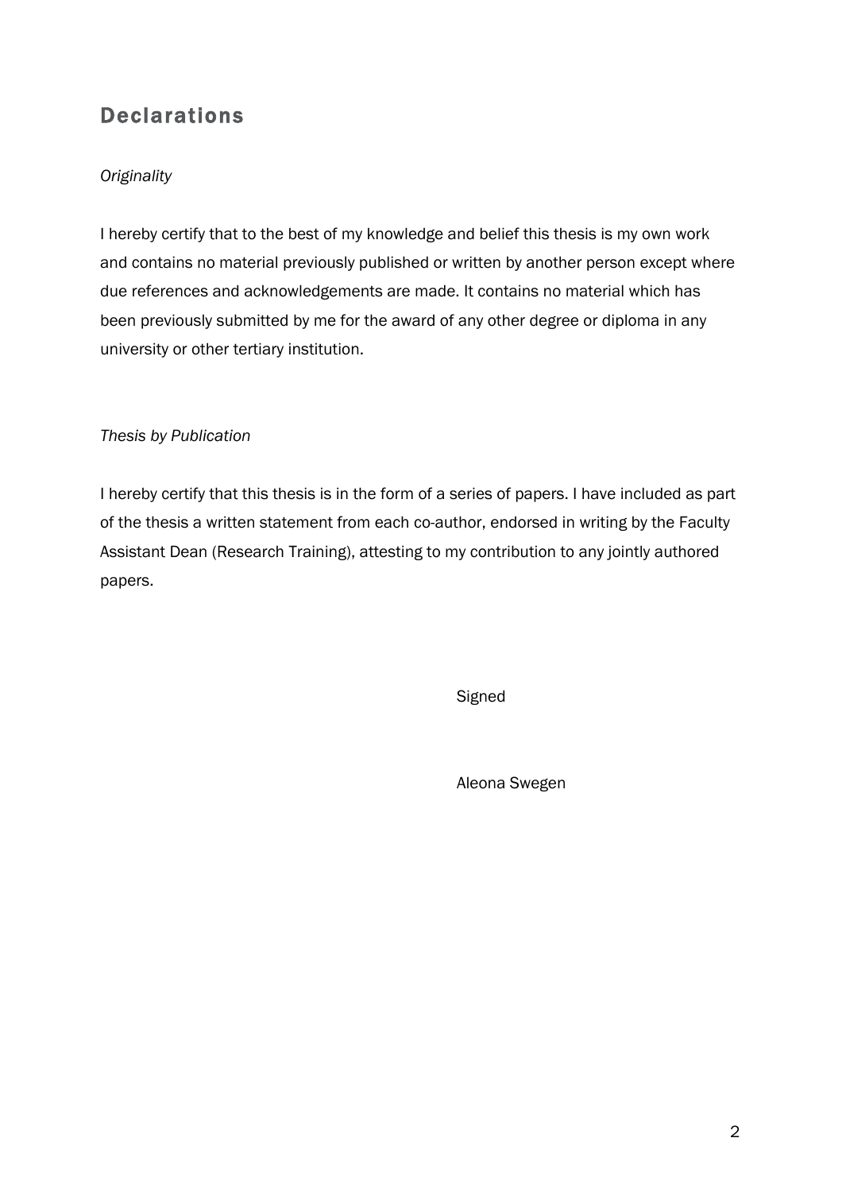## Declarations

*Originality*

I hereby certify that to the best of my knowledge and belief this thesis is my own work and contains no material previously published or written by another person except where due references and acknowledgements are made. It contains no material which has been previously submitted by me for the award of any other degree or diploma in any university or other tertiary institution.

*Thesis by Publication*

I hereby certify that this thesis is in the form of a series of papers. I have included as part of the thesis a written statement from each co-author, endorsed in writing by the Faculty Assistant Dean (Research Training), attesting to my contribution to any jointly authored papers.

Signed

Aleona Swegen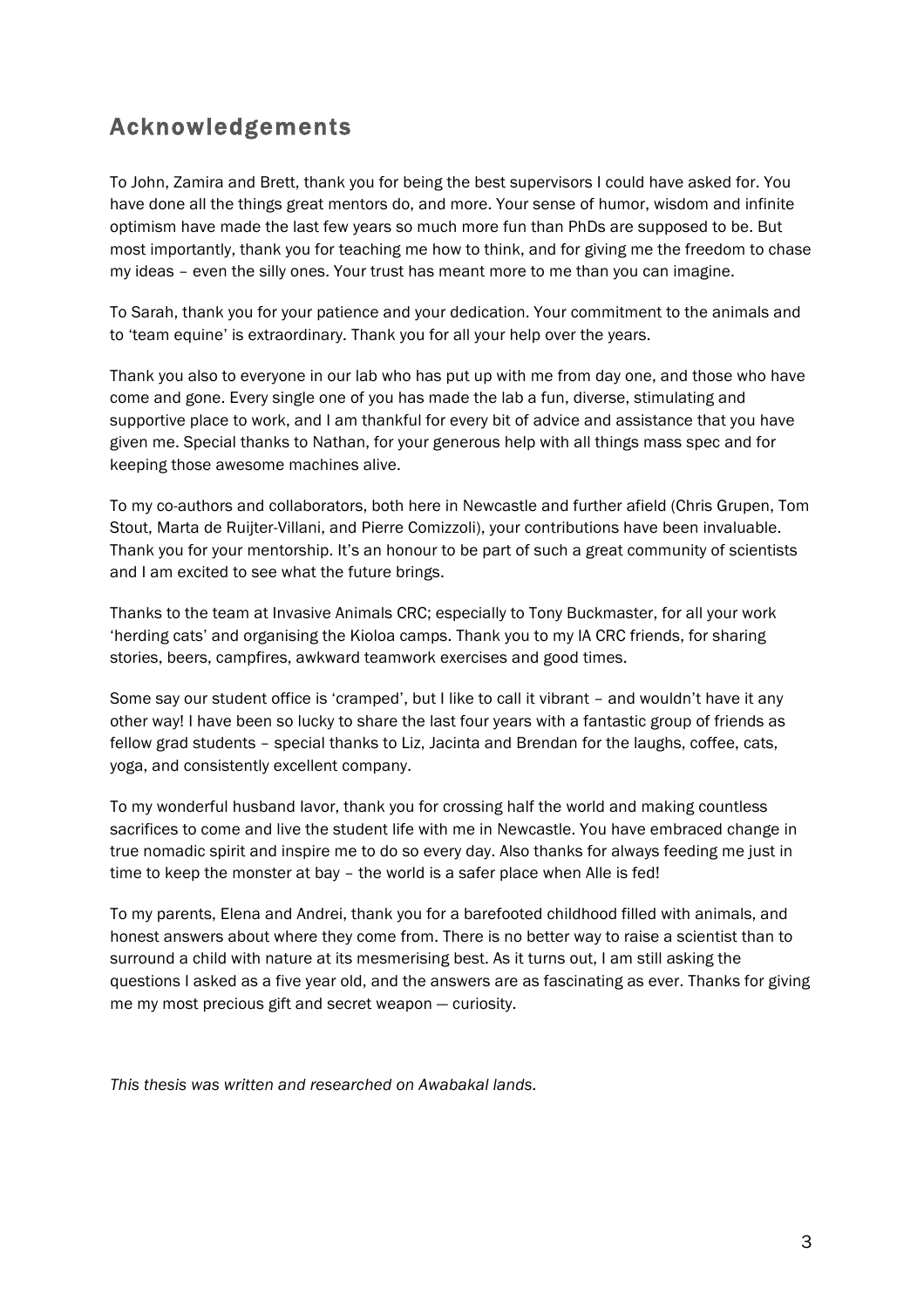## Acknowledgements

To John, Zamira and Brett, thank you for being the best supervisors I could have asked for. You have done all the things great mentors do, and more. Your sense of humor, wisdom and infinite optimism have made the last few years so much more fun than PhDs are supposed to be. But most importantly, thank you for teaching me how to think, and for giving me the freedom to chase my ideas – even the silly ones. Your trust has meant more to me than you can imagine.

To Sarah, thank you for your patience and your dedication. Your commitment to the animals and to 'team equine' is extraordinary. Thank you for all your help over the years.

Thank you also to everyone in our lab who has put up with me from day one, and those who have come and gone. Every single one of you has made the lab a fun, diverse, stimulating and supportive place to work, and I am thankful for every bit of advice and assistance that you have given me. Special thanks to Nathan, for your generous help with all things mass spec and for keeping those awesome machines alive.

To my co-authors and collaborators, both here in Newcastle and further afield (Chris Grupen, Tom Stout, Marta de Ruijter-Villani, and Pierre Comizzoli), your contributions have been invaluable. Thank you for your mentorship. It's an honour to be part of such a great community of scientists and I am excited to see what the future brings.

Thanks to the team at Invasive Animals CRC; especially to Tony Buckmaster, for all your work 'herding cats' and organising the Kioloa camps. Thank you to my IA CRC friends, for sharing stories, beers, campfires, awkward teamwork exercises and good times.

Some say our student office is 'cramped', but I like to call it vibrant – and wouldn't have it any other way! I have been so lucky to share the last four years with a fantastic group of friends as fellow grad students – special thanks to Liz, Jacinta and Brendan for the laughs, coffee, cats, yoga, and consistently excellent company.

To my wonderful husband Iavor, thank you for crossing half the world and making countless sacrifices to come and live the student life with me in Newcastle. You have embraced change in true nomadic spirit and inspire me to do so every day. Also thanks for always feeding me just in time to keep the monster at bay – the world is a safer place when Alle is fed!

To my parents, Elena and Andrei, thank you for a barefooted childhood filled with animals, and honest answers about where they come from. There is no better way to raise a scientist than to surround a child with nature at its mesmerising best. As it turns out, I am still asking the questions I asked as a five year old, and the answers are as fascinating as ever. Thanks for giving me my most precious gift and secret weapon — curiosity.

*This thesis was written and researched on Awabakal lands.*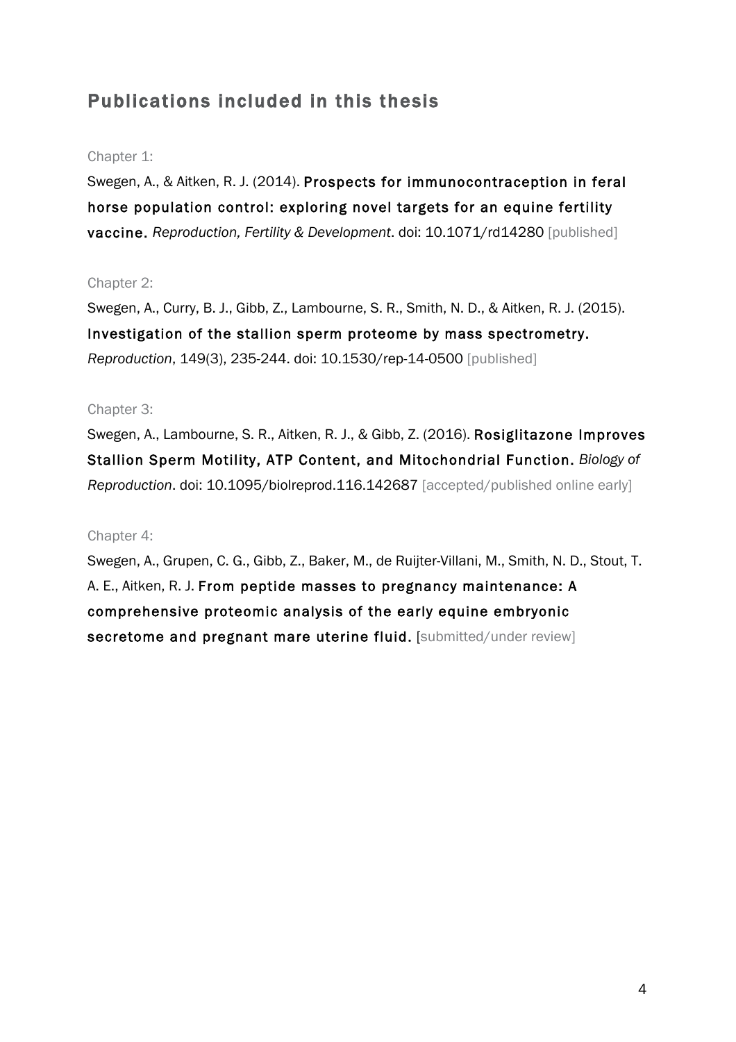## Publications included in this thesis

Chapter 1:

Swegen, A., & Aitken, R. J. (2014). **Prospects for immunocontraception in feral horse population control: exploring novel targets for an equine fertility vaccine.** *Reproduction, Fertility & Development*. doi: 10.1071/rd14280 [published]

Chapter 2:

Swegen, A., Curry, B. J., Gibb, Z., Lambourne, S. R., Smith, N. D., & Aitken, R. J. (2015). **Investigation of the stallion sperm proteome by mass spectrometry.** *Reproduction*, 149(3), 235-244. doi: 10.1530/rep-14-0500 [published]

Chapter 3:

Swegen, A., Lambourne, S. R., Aitken, R. J., & Gibb, Z. (2016). **Rosiglitazone Improves Stallion Sperm Motility, ATP Content, and Mitochondrial Function.** *Biology of Reproduction*. doi: 10.1095/biolreprod.116.142687 [accepted/published online early]

Chapter 4:

Swegen, A., Grupen, C. G., Gibb, Z., Baker, M., de Ruijter-Villani, M., Smith, N. D., Stout, T. A. E., Aitken, R. J. **From peptide masses to pregnancy maintenance: A comprehensive proteomic analysis of the early equine embryonic secretome and pregnant mare uterine fluid.** [submitted/under review]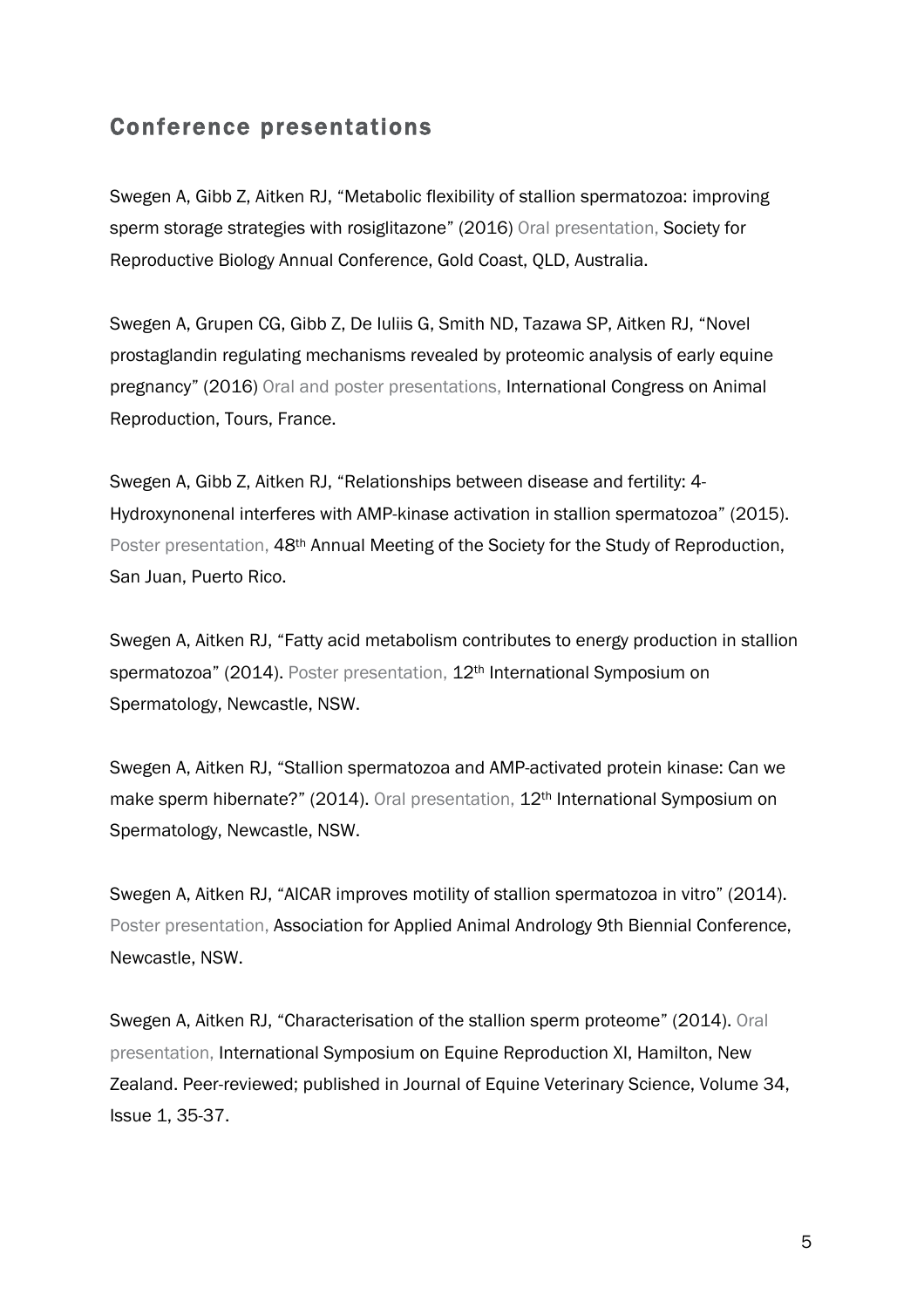## Conference presentations

Swegen A, Gibb Z, Aitken RJ, "Metabolic flexibility of stallion spermatozoa: improving sperm storage strategies with rosiglitazone" (2016) Oral presentation, Society for Reproductive Biology Annual Conference, Gold Coast, QLD, Australia.

Swegen A, Grupen CG, Gibb Z, De Iuliis G, Smith ND, Tazawa SP, Aitken RJ, "Novel prostaglandin regulating mechanisms revealed by proteomic analysis of early equine pregnancy" (2016) Oral and poster presentations, International Congress on Animal Reproduction, Tours, France.

Swegen A, Gibb Z, Aitken RJ, "Relationships between disease and fertility: 4-Hydroxynonenal interferes with AMP-kinase activation in stallion spermatozoa" (2015). Poster presentation, 48th Annual Meeting of the Society for the Study of Reproduction, San Juan, Puerto Rico.

Swegen A, Aitken RJ, "Fatty acid metabolism contributes to energy production in stallion spermatozoa" (2014). Poster presentation, 12th International Symposium on Spermatology, Newcastle, NSW.

Swegen A, Aitken RJ, "Stallion spermatozoa and AMP-activated protein kinase: Can we make sperm hibernate?" (2014). Oral presentation, 12th International Symposium on Spermatology, Newcastle, NSW.

Swegen A, Aitken RJ, "AICAR improves motility of stallion spermatozoa in vitro" (2014). Poster presentation, Association for Applied Animal Andrology 9th Biennial Conference, Newcastle, NSW.

Swegen A, Aitken RJ, "Characterisation of the stallion sperm proteome" (2014). Oral presentation, International Symposium on Equine Reproduction XI, Hamilton, New Zealand. Peer-reviewed; published in Journal of Equine Veterinary Science, Volume 34, Issue 1, 35-37.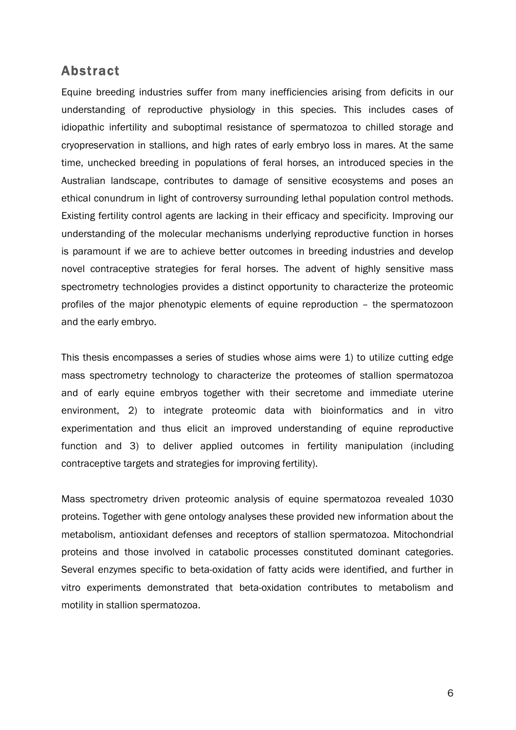## Abstract

Equine breeding industries suffer from many inefficiencies arising from deficits in our understanding of reproductive physiology in this species. This includes cases of idiopathic infertility and suboptimal resistance of spermatozoa to chilled storage and cryopreservation in stallions, and high rates of early embryo loss in mares. At the same time, unchecked breeding in populations of feral horses, an introduced species in the Australian landscape, contributes to damage of sensitive ecosystems and poses an ethical conundrum in light of controversy surrounding lethal population control methods. Existing fertility control agents are lacking in their efficacy and specificity. Improving our understanding of the molecular mechanisms underlying reproductive function in horses is paramount if we are to achieve better outcomes in breeding industries and develop novel contraceptive strategies for feral horses. The advent of highly sensitive mass spectrometry technologies provides a distinct opportunity to characterize the proteomic profiles of the major phenotypic elements of equine reproduction – the spermatozoon and the early embryo.

This thesis encompasses a series of studies whose aims were 1) to utilize cutting edge mass spectrometry technology to characterize the proteomes of stallion spermatozoa and of early equine embryos together with their secretome and immediate uterine environment, 2) to integrate proteomic data with bioinformatics and in vitro experimentation and thus elicit an improved understanding of equine reproductive function and 3) to deliver applied outcomes in fertility manipulation (including contraceptive targets and strategies for improving fertility).

Mass spectrometry driven proteomic analysis of equine spermatozoa revealed 1030 proteins. Together with gene ontology analyses these provided new information about the metabolism, antioxidant defenses and receptors of stallion spermatozoa. Mitochondrial proteins and those involved in catabolic processes constituted dominant categories. Several enzymes specific to beta-oxidation of fatty acids were identified, and further in vitro experiments demonstrated that beta-oxidation contributes to metabolism and motility in stallion spermatozoa.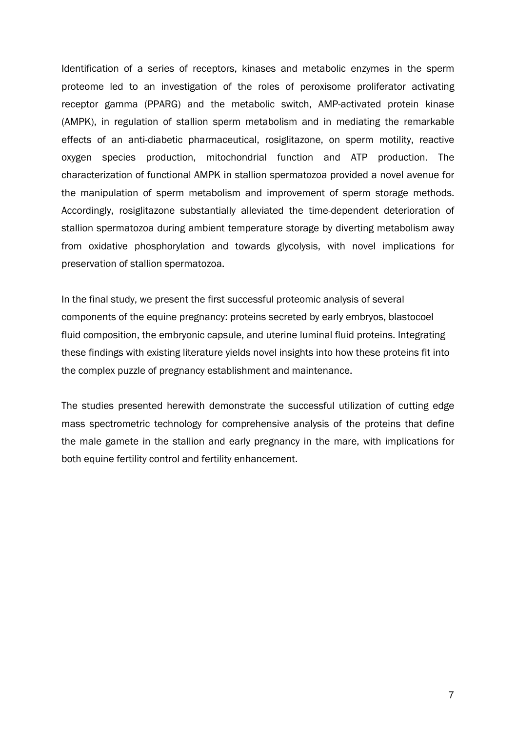Identification of a series of receptors, kinases and metabolic enzymes in the sperm proteome led to an investigation of the roles of peroxisome proliferator activating receptor gamma (PPARG) and the metabolic switch, AMP-activated protein kinase (AMPK), in regulation of stallion sperm metabolism and in mediating the remarkable effects of an anti-diabetic pharmaceutical, rosiglitazone, on sperm motility, reactive oxygen species production, mitochondrial function and ATP production. The characterization of functional AMPK in stallion spermatozoa provided a novel avenue for the manipulation of sperm metabolism and improvement of sperm storage methods. Accordingly, rosiglitazone substantially alleviated the time-dependent deterioration of stallion spermatozoa during ambient temperature storage by diverting metabolism away from oxidative phosphorylation and towards glycolysis, with novel implications for preservation of stallion spermatozoa.

In the final study, we present the first successful proteomic analysis of several components of the equine pregnancy: proteins secreted by early embryos, blastocoel fluid composition, the embryonic capsule, and uterine luminal fluid proteins. Integrating these findings with existing literature yields novel insights into how these proteins fit into the complex puzzle of pregnancy establishment and maintenance.

The studies presented herewith demonstrate the successful utilization of cutting edge mass spectrometric technology for comprehensive analysis of the proteins that define the male gamete in the stallion and early pregnancy in the mare, with implications for both equine fertility control and fertility enhancement.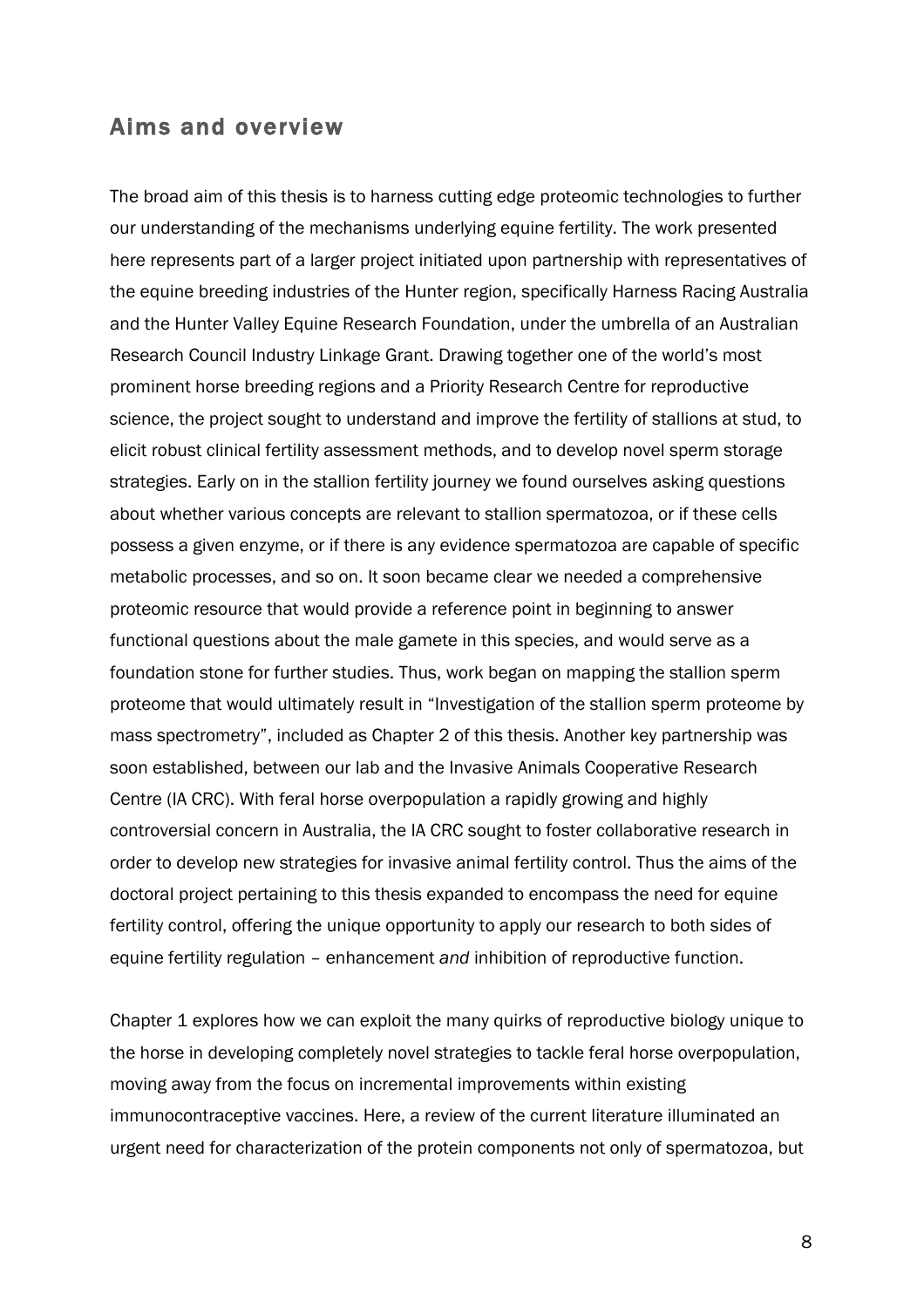## Aims and overview

The broad aim of this thesis is to harness cutting edge proteomic technologies to further our understanding of the mechanisms underlying equine fertility. The work presented here represents part of a larger project initiated upon partnership with representatives of the equine breeding industries of the Hunter region, specifically Harness Racing Australia and the Hunter Valley Equine Research Foundation, under the umbrella of an Australian Research Council Industry Linkage Grant. Drawing together one of the world's most prominent horse breeding regions and a Priority Research Centre for reproductive science, the project sought to understand and improve the fertility of stallions at stud, to elicit robust clinical fertility assessment methods, and to develop novel sperm storage strategies. Early on in the stallion fertility journey we found ourselves asking questions about whether various concepts are relevant to stallion spermatozoa, or if these cells possess a given enzyme, or if there is any evidence spermatozoa are capable of specific metabolic processes, and so on. It soon became clear we needed a comprehensive proteomic resource that would provide a reference point in beginning to answer functional questions about the male gamete in this species, and would serve as a foundation stone for further studies. Thus, work began on mapping the stallion sperm proteome that would ultimately result in "Investigation of the stallion sperm proteome by mass spectrometry", included as Chapter 2 of this thesis. Another key partnership was soon established, between our lab and the Invasive Animals Cooperative Research Centre (IA CRC). With feral horse overpopulation a rapidly growing and highly controversial concern in Australia, the IA CRC sought to foster collaborative research in order to develop new strategies for invasive animal fertility control. Thus the aims of the doctoral project pertaining to this thesis expanded to encompass the need for equine fertility control, offering the unique opportunity to apply our research to both sides of equine fertility regulation – enhancement *and* inhibition of reproductive function.

Chapter 1 explores how we can exploit the many quirks of reproductive biology unique to the horse in developing completely novel strategies to tackle feral horse overpopulation, moving away from the focus on incremental improvements within existing immunocontraceptive vaccines. Here, a review of the current literature illuminated an urgent need for characterization of the protein components not only of spermatozoa, but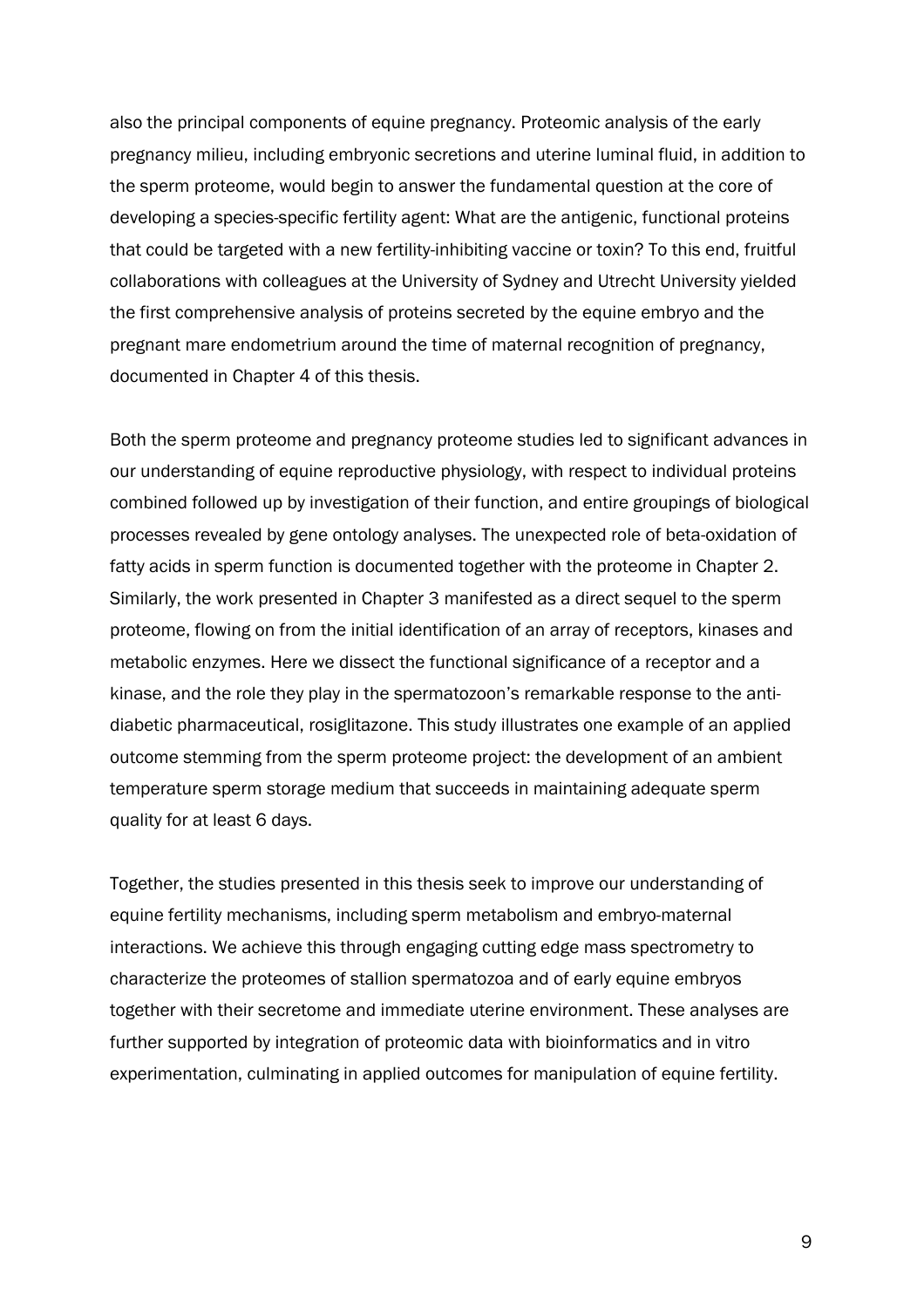also the principal components of equine pregnancy. Proteomic analysis of the early pregnancy milieu, including embryonic secretions and uterine luminal fluid, in addition to the sperm proteome, would begin to answer the fundamental question at the core of developing a species-specific fertility agent: What are the antigenic, functional proteins that could be targeted with a new fertility-inhibiting vaccine or toxin? To this end, fruitful collaborations with colleagues at the University of Sydney and Utrecht University yielded the first comprehensive analysis of proteins secreted by the equine embryo and the pregnant mare endometrium around the time of maternal recognition of pregnancy, documented in Chapter 4 of this thesis.

Both the sperm proteome and pregnancy proteome studies led to significant advances in our understanding of equine reproductive physiology, with respect to individual proteins combined followed up by investigation of their function, and entire groupings of biological processes revealed by gene ontology analyses. The unexpected role of beta-oxidation of fatty acids in sperm function is documented together with the proteome in Chapter 2. Similarly, the work presented in Chapter 3 manifested as a direct sequel to the sperm proteome, flowing on from the initial identification of an array of receptors, kinases and metabolic enzymes. Here we dissect the functional significance of a receptor and a kinase, and the role they play in the spermatozoon's remarkable response to the anti-diabetic pharmaceutical, rosiglitazone. This study illustrates one example of an applied outcome stemming from the sperm proteome project: the development of an ambient temperature sperm storage medium that succeeds in maintaining adequate sperm quality for at least 6 days.

Together, the studies presented in this thesis seek to improve our understanding of equine fertility mechanisms, including sperm metabolism and embryo-maternal interactions. We achieve this through engaging cutting edge mass spectrometry to characterize the proteomes of stallion spermatozoa and of early equine embryos together with their secretome and immediate uterine environment. These analyses are further supported by integration of proteomic data with bioinformatics and in vitro experimentation, culminating in applied outcomes for manipulation of equine fertility.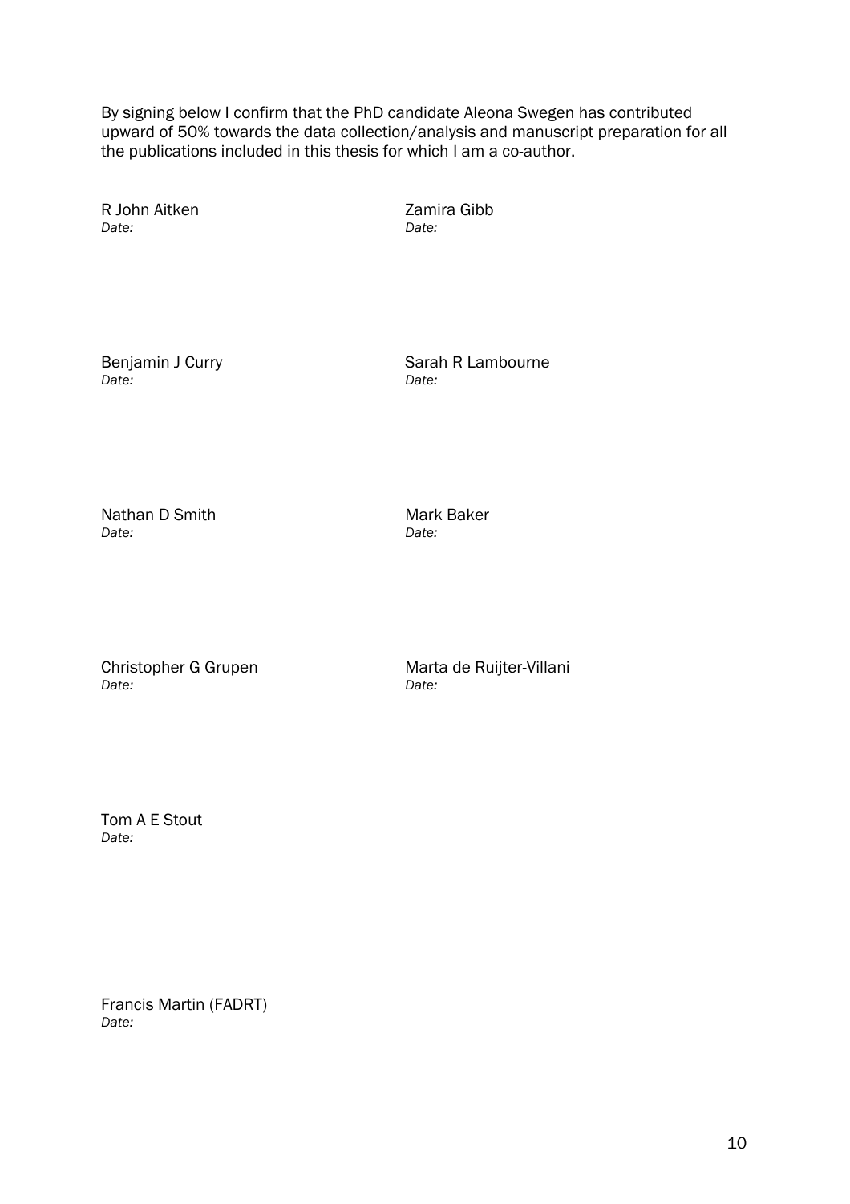By signing below I confirm that the PhD candidate Aleona Swegen has contributed upward of 50% towards the data collection/analysis and manuscript preparation for all the publications included in this thesis for which I am a co-author.

R John Aitken
*Date:*

Zamira Gibb
*Date:*

Benjamin J Curry
*Date:*

Sarah R Lambourne
*Date:*

Nathan D Smith
*Date:*

Mark Baker
*Date:*

Christopher G Grupen
*Date:*

Marta de Ruijter-Villani
*Date:*

Tom A E Stout
*Date:*

Francis Martin (FADRT)
*Date:*